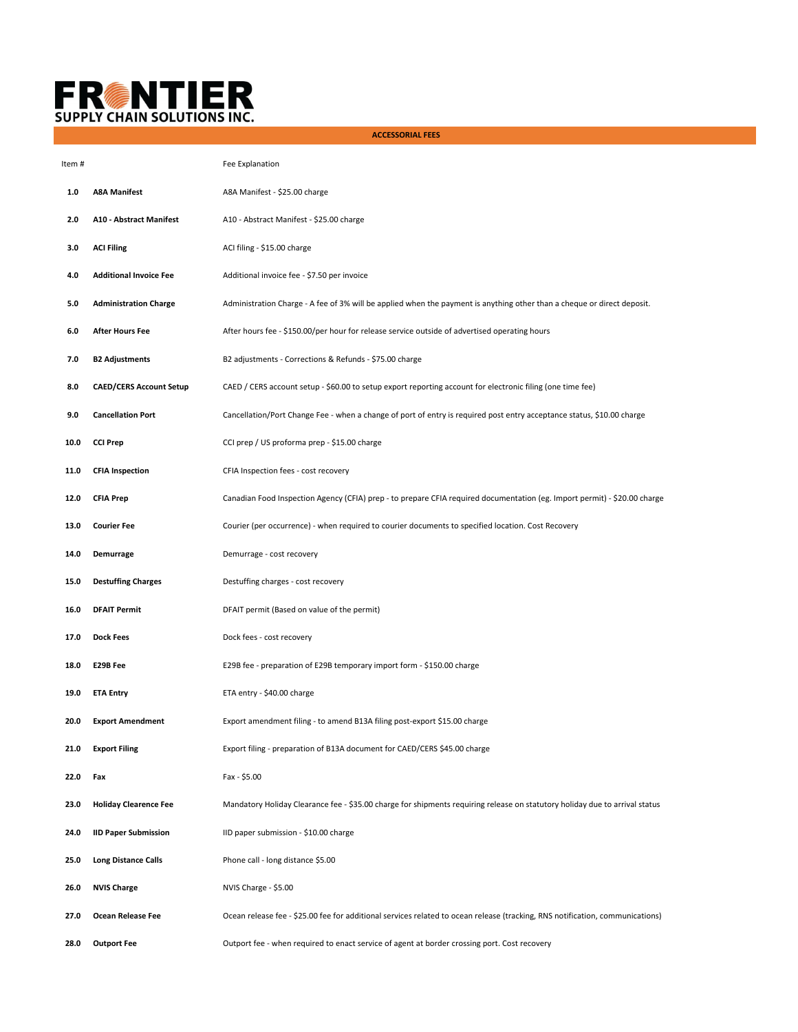# FRONTIER SUPPLY CHAIN SOLUTIONS INC.

## ACCESSORIAL FEES

| Item # | | Fee Explanation |
|---|---|---|
| 1.0 | **A8A Manifest** | A8A Manifest - $25.00 charge |
| 2.0 | **A10 - Abstract Manifest** | A10 - Abstract Manifest - $25.00 charge |
| 3.0 | **ACI Filing** | ACI filing - $15.00 charge |
| 4.0 | **Additional Invoice Fee** | Additional invoice fee - $7.50 per invoice |
| 5.0 | **Administration Charge** | Administration Charge - A fee of 3% will be applied when the payment is anything other than a cheque or direct deposit. |
| 6.0 | **After Hours Fee** | After hours fee - $150.00/per hour for release service outside of advertised operating hours |
| 7.0 | **B2 Adjustments** | B2 adjustments - Corrections & Refunds - $75.00 charge |
| 8.0 | **CAED/CERS Account Setup** | CAED / CERS account setup - $60.00 to setup export reporting account for electronic filing (one time fee) |
| 9.0 | **Cancellation Port** | Cancellation/Port Change Fee - when a change of port of entry is required post entry acceptance status, $10.00 charge |
| 10.0 | **CCI Prep** | CCI prep / US proforma prep - $15.00 charge |
| 11.0 | **CFIA Inspection** | CFIA Inspection fees - cost recovery |
| 12.0 | **CFIA Prep** | Canadian Food Inspection Agency (CFIA) prep - to prepare CFIA required documentation (eg. Import permit) - $20.00 charge |
| 13.0 | **Courier Fee** | Courier (per occurrence) - when required to courier documents to specified location. Cost Recovery |
| 14.0 | **Demurrage** | Demurrage - cost recovery |
| 15.0 | **Destuffing Charges** | Destuffing charges - cost recovery |
| 16.0 | **DFAIT Permit** | DFAIT permit (Based on value of the permit) |
| 17.0 | **Dock Fees** | Dock fees - cost recovery |
| 18.0 | **E29B Fee** | E29B fee - preparation of E29B temporary import form - $150.00 charge |
| 19.0 | **ETA Entry** | ETA entry - $40.00 charge |
| 20.0 | **Export Amendment** | Export amendment filing - to amend B13A filing post-export $15.00 charge |
| 21.0 | **Export Filing** | Export filing - preparation of B13A document for CAED/CERS $45.00 charge |
| 22.0 | **Fax** | Fax - $5.00 |
| 23.0 | **Holiday Clearence Fee** | Mandatory Holiday Clearance fee - $35.00 charge for shipments requiring release on statutory holiday due to arrival status |
| 24.0 | **IID Paper Submission** | IID paper submission - $10.00 charge |
| 25.0 | **Long Distance Calls** | Phone call - long distance $5.00 |
| 26.0 | **NVIS Charge** | NVIS Charge - $5.00 |
| 27.0 | **Ocean Release Fee** | Ocean release fee - $25.00 fee for additional services related to ocean release (tracking, RNS notification, communications) |
| 28.0 | **Outport Fee** | Outport fee - when required to enact service of agent at border crossing port. Cost recovery |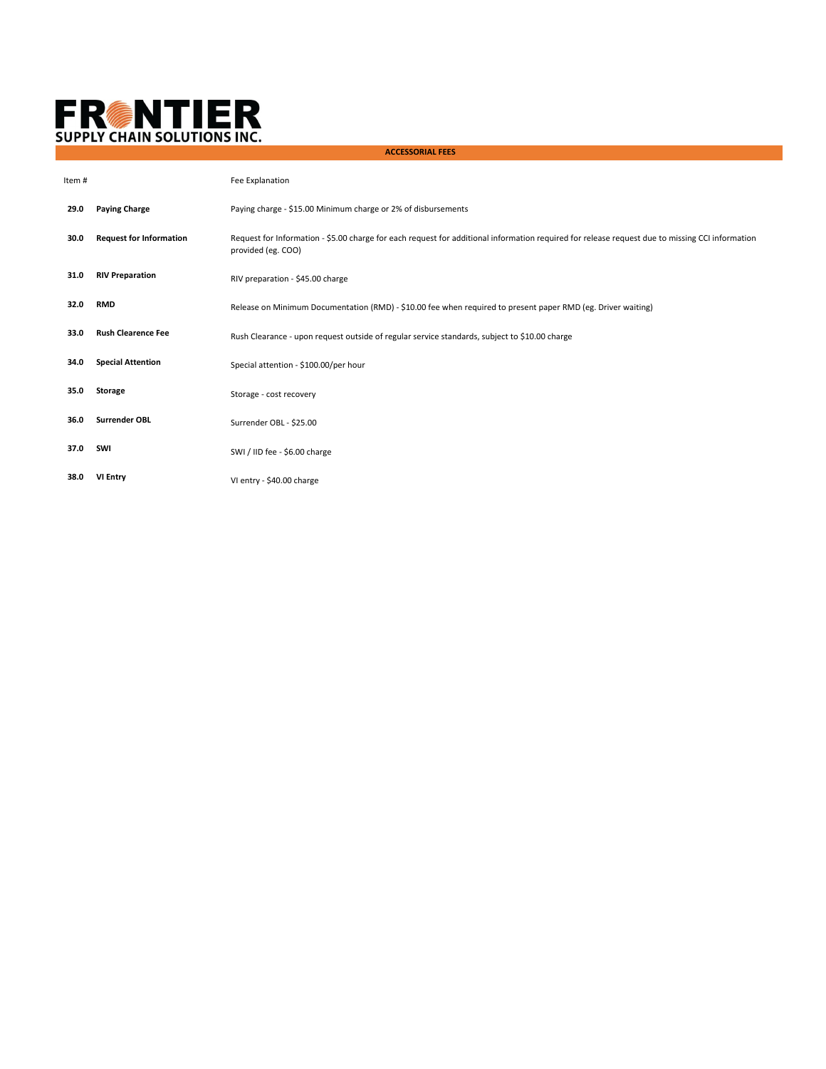FRONTIER
SUPPLY CHAIN SOLUTIONS INC.

## ACCESSORIAL FEES

| Item # | | Fee Explanation |
|---|---|---|
| **29.0** | **Paying Charge** | Paying charge - $15.00 Minimum charge or 2% of disbursements |
| **30.0** | **Request for Information** | Request for Information - $5.00 charge for each request for additional information required for release request due to missing CCI information provided (eg. COO) |
| **31.0** | **RIV Preparation** | RIV preparation - $45.00 charge |
| **32.0** | **RMD** | Release on Minimum Documentation (RMD) - $10.00 fee when required to present paper RMD (eg. Driver waiting) |
| **33.0** | **Rush Clearence Fee** | Rush Clearance - upon request outside of regular service standards, subject to $10.00 charge |
| **34.0** | **Special Attention** | Special attention - $100.00/per hour |
| **35.0** | **Storage** | Storage - cost recovery |
| **36.0** | **Surrender OBL** | Surrender OBL - $25.00 |
| **37.0** | **SWI** | SWI / IID fee - $6.00 charge |
| **38.0** | **VI Entry** | VI entry - $40.00 charge |